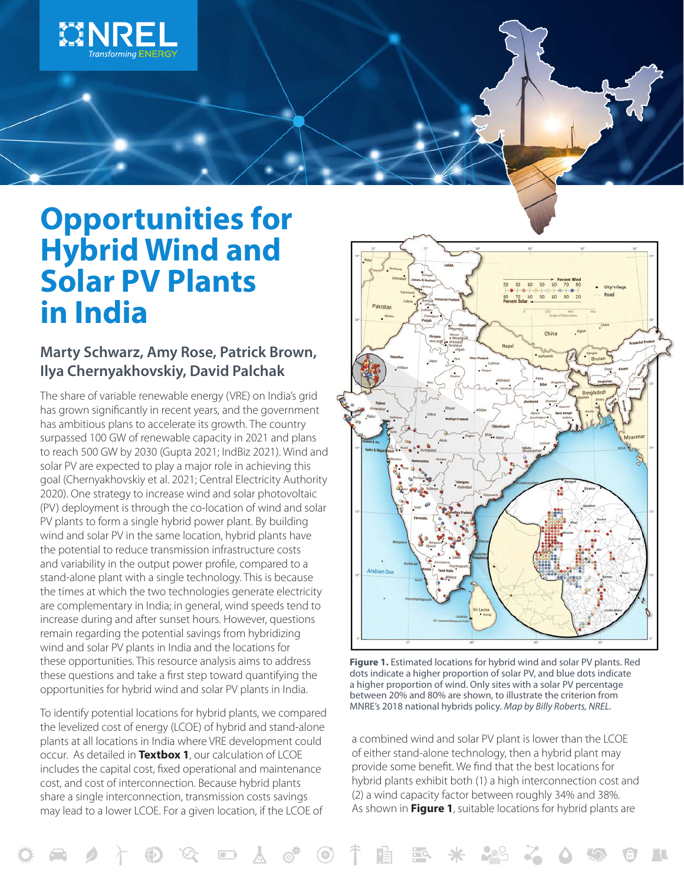# Opportunities for Hybrid Wind and Solar PV Plants in India

## Marty Schwarz, Amy Rose, Patrick Brown, Ilya Chernyakhovskiy, David Palchak

The share of variable renewable energy (VRE) on India's grid has grown significantly in recent years, and the government has ambitious plans to accelerate its growth. The country surpassed 100 GW of renewable capacity in 2021 and plans to reach 500 GW by 2030 (Gupta 2021; IndBiz 2021). Wind and solar PV are expected to play a major role in achieving this goal (Chernyakhovskiy et al. 2021; Central Electricity Authority 2020). One strategy to increase wind and solar photovoltaic (PV) deployment is through the co-location of wind and solar PV plants to form a single hybrid power plant. By building wind and solar PV in the same location, hybrid plants have the potential to reduce transmission infrastructure costs and variability in the output power profile, compared to a stand-alone plant with a single technology. This is because the times at which the two technologies generate electricity are complementary in India; in general, wind speeds tend to increase during and after sunset hours. However, questions remain regarding the potential savings from hybridizing wind and solar PV plants in India and the locations for these opportunities. This resource analysis aims to address these questions and take a first step toward quantifying the opportunities for hybrid wind and solar PV plants in India.

To identify potential locations for hybrid plants, we compared the levelized cost of energy (LCOE) of hybrid and stand-alone plants at all locations in India where VRE development could occur. As detailed in **Textbox 1**, our calculation of LCOE includes the capital cost, fixed operational and maintenance cost, and cost of interconnection. Because hybrid plants share a single interconnection, transmission costs savings may lead to a lower LCOE. For a given location, if the LCOE of a combined wind and solar PV plant is lower than the LCOE of either stand-alone technology, then a hybrid plant may provide some benefit. We find that the best locations for hybrid plants exhibit both (1) a high interconnection cost and (2) a wind capacity factor between roughly 34% and 38%. As shown in **Figure 1**, suitable locations for hybrid plants are

**Figure 1.** Estimated locations for hybrid wind and solar PV plants. Red dots indicate a higher proportion of solar PV, and blue dots indicate a higher proportion of wind. Only sites with a solar PV percentage between 20% and 80% are shown, to illustrate the criterion from MNRE's 2018 national hybrids policy. *Map by Billy Roberts, NREL.*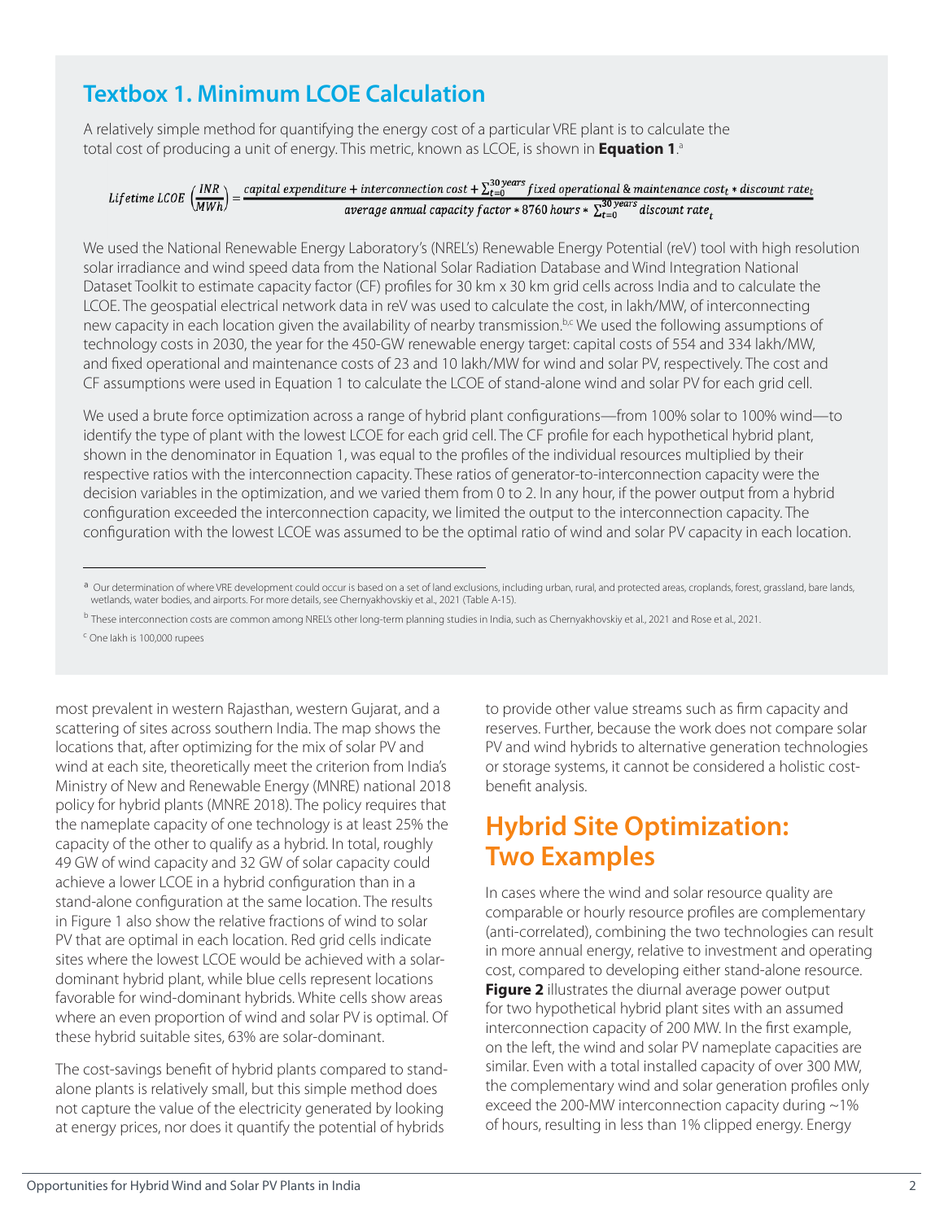## Textbox 1. Minimum LCOE Calculation

A relatively simple method for quantifying the energy cost of a particular VRE plant is to calculate the total cost of producing a unit of energy. This metric, known as LCOE, is shown in **Equation 1**.[a]

$$Lifetime\ LCOE\ \left(\frac{INR}{MWh}\right) = \frac{capital\ expenditure + interconnection\ cost + \sum_{t=0}^{30\ years} fixed\ operational\ \&\ maintenance\ cost_t * discount\ rate_t}{average\ annual\ capacity\ factor * 8760\ hours * \sum_{t=0}^{30\ years} discount\ rate_t}$$

We used the National Renewable Energy Laboratory's (NREL's) Renewable Energy Potential (reV) tool with high resolution solar irradiance and wind speed data from the National Solar Radiation Database and Wind Integration National Dataset Toolkit to estimate capacity factor (CF) profiles for 30 km x 30 km grid cells across India and to calculate the LCOE. The geospatial electrical network data in reV was used to calculate the cost, in lakh/MW, of interconnecting new capacity in each location given the availability of nearby transmission.[b,c] We used the following assumptions of technology costs in 2030, the year for the 450-GW renewable energy target: capital costs of 554 and 334 lakh/MW, and fixed operational and maintenance costs of 23 and 10 lakh/MW for wind and solar PV, respectively. The cost and CF assumptions were used in Equation 1 to calculate the LCOE of stand-alone wind and solar PV for each grid cell.

We used a brute force optimization across a range of hybrid plant configurations—from 100% solar to 100% wind—to identify the type of plant with the lowest LCOE for each grid cell. The CF profile for each hypothetical hybrid plant, shown in the denominator in Equation 1, was equal to the profiles of the individual resources multiplied by their respective ratios with the interconnection capacity. These ratios of generator-to-interconnection capacity were the decision variables in the optimization, and we varied them from 0 to 2. In any hour, if the power output from a hybrid configuration exceeded the interconnection capacity, we limited the output to the interconnection capacity. The configuration with the lowest LCOE was assumed to be the optimal ratio of wind and solar PV capacity in each location.

[a] Our determination of where VRE development could occur is based on a set of land exclusions, including urban, rural, and protected areas, croplands, forest, grassland, bare lands, wetlands, water bodies, and airports. For more details, see Chernyakhovskiy et al., 2021 (Table A-15).

[b] These interconnection costs are common among NREL's other long-term planning studies in India, such as Chernyakhovskiy et al., 2021 and Rose et al., 2021.

[c] One lakh is 100,000 rupees

most prevalent in western Rajasthan, western Gujarat, and a scattering of sites across southern India. The map shows the locations that, after optimizing for the mix of solar PV and wind at each site, theoretically meet the criterion from India's Ministry of New and Renewable Energy (MNRE) national 2018 policy for hybrid plants (MNRE 2018). The policy requires that the nameplate capacity of one technology is at least 25% the capacity of the other to qualify as a hybrid. In total, roughly 49 GW of wind capacity and 32 GW of solar capacity could achieve a lower LCOE in a hybrid configuration than in a stand-alone configuration at the same location. The results in Figure 1 also show the relative fractions of wind to solar PV that are optimal in each location. Red grid cells indicate sites where the lowest LCOE would be achieved with a solar-dominant hybrid plant, while blue cells represent locations favorable for wind-dominant hybrids. White cells show areas where an even proportion of wind and solar PV is optimal. Of these hybrid suitable sites, 63% are solar-dominant.

The cost-savings benefit of hybrid plants compared to stand-alone plants is relatively small, but this simple method does not capture the value of the electricity generated by looking at energy prices, nor does it quantify the potential of hybrids to provide other value streams such as firm capacity and reserves. Further, because the work does not compare solar PV and wind hybrids to alternative generation technologies or storage systems, it cannot be considered a holistic cost-benefit analysis.

# Hybrid Site Optimization: Two Examples

In cases where the wind and solar resource quality are comparable or hourly resource profiles are complementary (anti-correlated), combining the two technologies can result in more annual energy, relative to investment and operating cost, compared to developing either stand-alone resource. **Figure 2** illustrates the diurnal average power output for two hypothetical hybrid plant sites with an assumed interconnection capacity of 200 MW. In the first example, on the left, the wind and solar PV nameplate capacities are similar. Even with a total installed capacity of over 300 MW, the complementary wind and solar generation profiles only exceed the 200-MW interconnection capacity during ~1% of hours, resulting in less than 1% clipped energy. Energy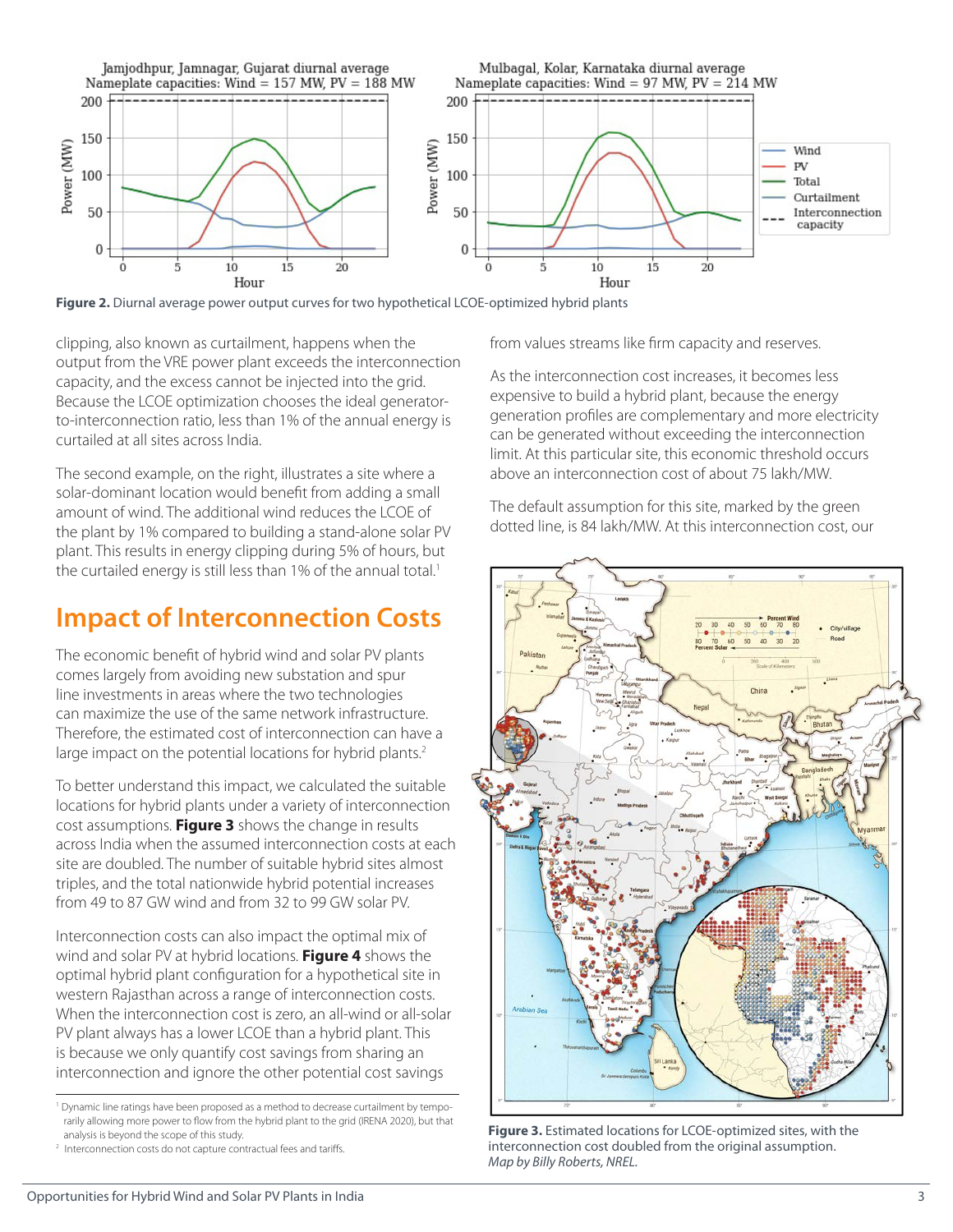**Figure 2.** Diurnal average power output curves for two hypothetical LCOE-optimized hybrid plants

clipping, also known as curtailment, happens when the output from the VRE power plant exceeds the interconnection capacity, and the excess cannot be injected into the grid. Because the LCOE optimization chooses the ideal generator-to-interconnection ratio, less than 1% of the annual energy is curtailed at all sites across India.

The second example, on the right, illustrates a site where a solar-dominant location would benefit from adding a small amount of wind. The additional wind reduces the LCOE of the plant by 1% compared to building a stand-alone solar PV plant. This results in energy clipping during 5% of hours, but the curtailed energy is still less than 1% of the annual total.[1]

## Impact of Interconnection Costs

The economic benefit of hybrid wind and solar PV plants comes largely from avoiding new substation and spur line investments in areas where the two technologies can maximize the use of the same network infrastructure. Therefore, the estimated cost of interconnection can have a large impact on the potential locations for hybrid plants.[2]

To better understand this impact, we calculated the suitable locations for hybrid plants under a variety of interconnection cost assumptions. **Figure 3** shows the change in results across India when the assumed interconnection costs at each site are doubled. The number of suitable hybrid sites almost triples, and the total nationwide hybrid potential increases from 49 to 87 GW wind and from 32 to 99 GW solar PV.

Interconnection costs can also impact the optimal mix of wind and solar PV at hybrid locations. **Figure 4** shows the optimal hybrid plant configuration for a hypothetical site in western Rajasthan across a range of interconnection costs. When the interconnection cost is zero, an all-wind or all-solar PV plant always has a lower LCOE than a hybrid plant. This is because we only quantify cost savings from sharing an interconnection and ignore the other potential cost savings from values streams like firm capacity and reserves.

As the interconnection cost increases, it becomes less expensive to build a hybrid plant, because the energy generation profiles are complementary and more electricity can be generated without exceeding the interconnection limit. At this particular site, this economic threshold occurs above an interconnection cost of about 75 lakh/MW.

The default assumption for this site, marked by the green dotted line, is 84 lakh/MW. At this interconnection cost, our

**Figure 3.** Estimated locations for LCOE-optimized sites, with the interconnection cost doubled from the original assumption. *Map by Billy Roberts, NREL.*

[1] Dynamic line ratings have been proposed as a method to decrease curtailment by temporarily allowing more power to flow from the hybrid plant to the grid (IRENA 2020), but that analysis is beyond the scope of this study.

[2] Interconnection costs do not capture contractual fees and tariffs.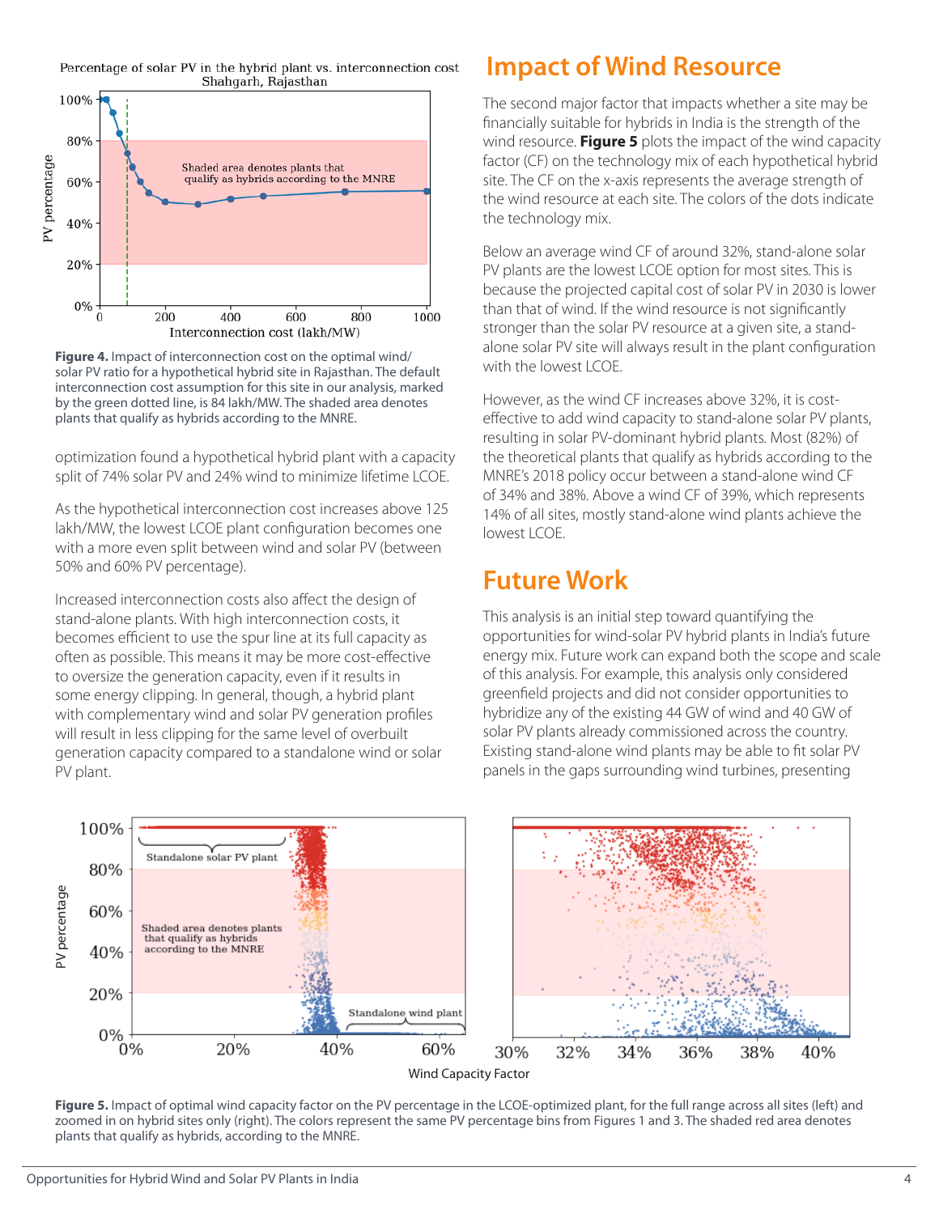Figure 4. Impact of interconnection cost on the optimal wind/solar PV ratio for a hypothetical hybrid site in Rajasthan. The default interconnection cost assumption for this site in our analysis, marked by the green dotted line, is 84 lakh/MW. The shaded area denotes plants that qualify as hybrids according to the MNRE.

optimization found a hypothetical hybrid plant with a capacity split of 74% solar PV and 24% wind to minimize lifetime LCOE.

As the hypothetical interconnection cost increases above 125 lakh/MW, the lowest LCOE plant configuration becomes one with a more even split between wind and solar PV (between 50% and 60% PV percentage).

Increased interconnection costs also affect the design of stand-alone plants. With high interconnection costs, it becomes efficient to use the spur line at its full capacity as often as possible. This means it may be more cost-effective to oversize the generation capacity, even if it results in some energy clipping. In general, though, a hybrid plant with complementary wind and solar PV generation profiles will result in less clipping for the same level of overbuilt generation capacity compared to a standalone wind or solar PV plant.

## Impact of Wind Resource

The second major factor that impacts whether a site may be financially suitable for hybrids in India is the strength of the wind resource. **Figure 5** plots the impact of the wind capacity factor (CF) on the technology mix of each hypothetical hybrid site. The CF on the x-axis represents the average strength of the wind resource at each site. The colors of the dots indicate the technology mix.

Below an average wind CF of around 32%, stand-alone solar PV plants are the lowest LCOE option for most sites. This is because the projected capital cost of solar PV in 2030 is lower than that of wind. If the wind resource is not significantly stronger than the solar PV resource at a given site, a stand-alone solar PV site will always result in the plant configuration with the lowest LCOE.

However, as the wind CF increases above 32%, it is cost-effective to add wind capacity to stand-alone solar PV plants, resulting in solar PV-dominant hybrid plants. Most (82%) of the theoretical plants that qualify as hybrids according to the MNRE's 2018 policy occur between a stand-alone wind CF of 34% and 38%. Above a wind CF of 39%, which represents 14% of all sites, mostly stand-alone wind plants achieve the lowest LCOE.

## Future Work

This analysis is an initial step toward quantifying the opportunities for wind-solar PV hybrid plants in India's future energy mix. Future work can expand both the scope and scale of this analysis. For example, this analysis only considered greenfield projects and did not consider opportunities to hybridize any of the existing 44 GW of wind and 40 GW of solar PV plants already commissioned across the country. Existing stand-alone wind plants may be able to fit solar PV panels in the gaps surrounding wind turbines, presenting

Figure 5. Impact of optimal wind capacity factor on the PV percentage in the LCOE-optimized plant, for the full range across all sites (left) and zoomed in on hybrid sites only (right). The colors represent the same PV percentage bins from Figures 1 and 3. The shaded red area denotes plants that qualify as hybrids, according to the MNRE.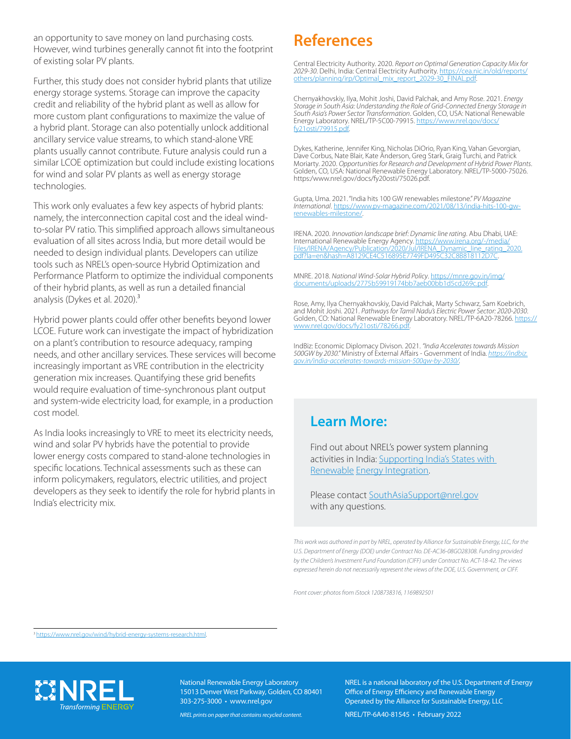an opportunity to save money on land purchasing costs. However, wind turbines generally cannot fit into the footprint of existing solar PV plants.

Further, this study does not consider hybrid plants that utilize energy storage systems. Storage can improve the capacity credit and reliability of the hybrid plant as well as allow for more custom plant configurations to maximize the value of a hybrid plant. Storage can also potentially unlock additional ancillary service value streams, to which stand-alone VRE plants usually cannot contribute. Future analysis could run a similar LCOE optimization but could include existing locations for wind and solar PV plants as well as energy storage technologies.

This work only evaluates a few key aspects of hybrid plants: namely, the interconnection capital cost and the ideal wind-to-solar PV ratio. This simplified approach allows simultaneous evaluation of all sites across India, but more detail would be needed to design individual plants. Developers can utilize tools such as NREL's open-source Hybrid Optimization and Performance Platform to optimize the individual components of their hybrid plants, as well as run a detailed financial analysis (Dykes et al. 2020).[3]

Hybrid power plants could offer other benefits beyond lower LCOE. Future work can investigate the impact of hybridization on a plant's contribution to resource adequacy, ramping needs, and other ancillary services. These services will become increasingly important as VRE contribution in the electricity generation mix increases. Quantifying these grid benefits would require evaluation of time-synchronous plant output and system-wide electricity load, for example, in a production cost model.

As India looks increasingly to VRE to meet its electricity needs, wind and solar PV hybrids have the potential to provide lower energy costs compared to stand-alone technologies in specific locations. Technical assessments such as these can inform policymakers, regulators, electric utilities, and project developers as they seek to identify the role for hybrid plants in India's electricity mix.

## References

Central Electricity Authority. 2020. *Report on Optimal Generation Capacity Mix for 2029-30*. Delhi, India: Central Electricity Authority. https://cea.nic.in/old/reports/others/planning/irp/Optimal_mix_report_2029-30_FINAL.pdf.

Chernyakhovskiy, Ilya, Mohit Joshi, David Palchak, and Amy Rose. 2021. *Energy Storage in South Asia: Understanding the Role of Grid-Connected Energy Storage in South Asia's Power Sector Transformation*. Golden, CO, USA: National Renewable Energy Laboratory. NREL/TP-5C00-79915. https://www.nrel.gov/docs/fy21osti/79915.pdf.

Dykes, Katherine, Jennifer King, Nicholas DiOrio, Ryan King, Vahan Gevorgian, Dave Corbus, Nate Blair, Kate Anderson, Greg Stark, Graig Turchi, and Patrick Moriarty. 2020. *Opportunities for Research and Development of Hybrid Power Plants*. Golden, CO, USA: National Renewable Energy Laboratory. NREL/TP-5000-75026. https:/www.nrel.gov/docs/fy20osti/75026.pdf.

Gupta, Uma. 2021. "India hits 100 GW renewables milestone." *PV Magazine International*. https://www.pv-magazine.com/2021/08/13/india-hits-100-gw-renewables-milestone/.

IRENA. 2020. *Innovation landscape brief: Dynamic line rating*. Abu Dhabi, UAE: International Renewable Energy Agency. https://www.irena.org/-/media/Files/IRENA/Agency/Publication/2020/Jul/IRENA_Dynamic_line_rating_2020.pdf?la=en&hash=A8129CE4C516895E7749FD495C32C8B818112D7C.

MNRE. 2018. *National Wind-Solar Hybrid Policy*. https://mnre.gov.in/img/documents/uploads/2775b59919174bb7aeb00bb1d5cd269c.pdf.

Rose, Amy, Ilya Chernyakhovskiy, David Palchak, Marty Schwarz, Sam Koebrich, and Mohit Joshi. 2021. *Pathways for Tamil Nadu's Electric Power Sector: 2020-2030*. Golden, CO: National Renewable Energy Laboratory. NREL/TP-6A20-78266. https://www.nrel.gov/docs/fy21osti/78266.pdf.

IndBiz: Economic Diplomacy Divison. 2021. *"India Accelerates towards Mission 500GW by 2030."* Ministry of External Affairs - Government of India. *https://indbiz.gov.in/india-accelerates-towards-mission-500gw-by-2030/*.

## Learn More:

Find out about NREL's power system planning activities in India: Supporting India's States with Renewable Energy Integration.

Please contact SouthAsiaSupport@nrel.gov with any questions.

*This work was authored in part by NREL, operated by Alliance for Sustainable Energy, LLC, for the U.S. Department of Energy (DOE) under Contract No. DE-AC36-08GO28308. Funding provided by the Children's Investment Fund Foundation (CIFF) under Contract No. ACT-18-42. The views expressed herein do not necessarily represent the views of the DOE, U.S. Government, or CIFF.*

*Front cover: photos from iStock 1208738316, 1169892501*

[3] https://www.nrel.gov/wind/hybrid-energy-systems-research.html.

NREL Transforming ENERGY

National Renewable Energy Laboratory
15013 Denver West Parkway, Golden, CO 80401
303-275-3000 • www.nrel.gov

*NREL prints on paper that contains recycled content.*

NREL is a national laboratory of the U.S. Department of Energy
Office of Energy Efficiency and Renewable Energy
Operated by the Alliance for Sustainable Energy, LLC

NREL/TP-6A40-81545 • February 2022